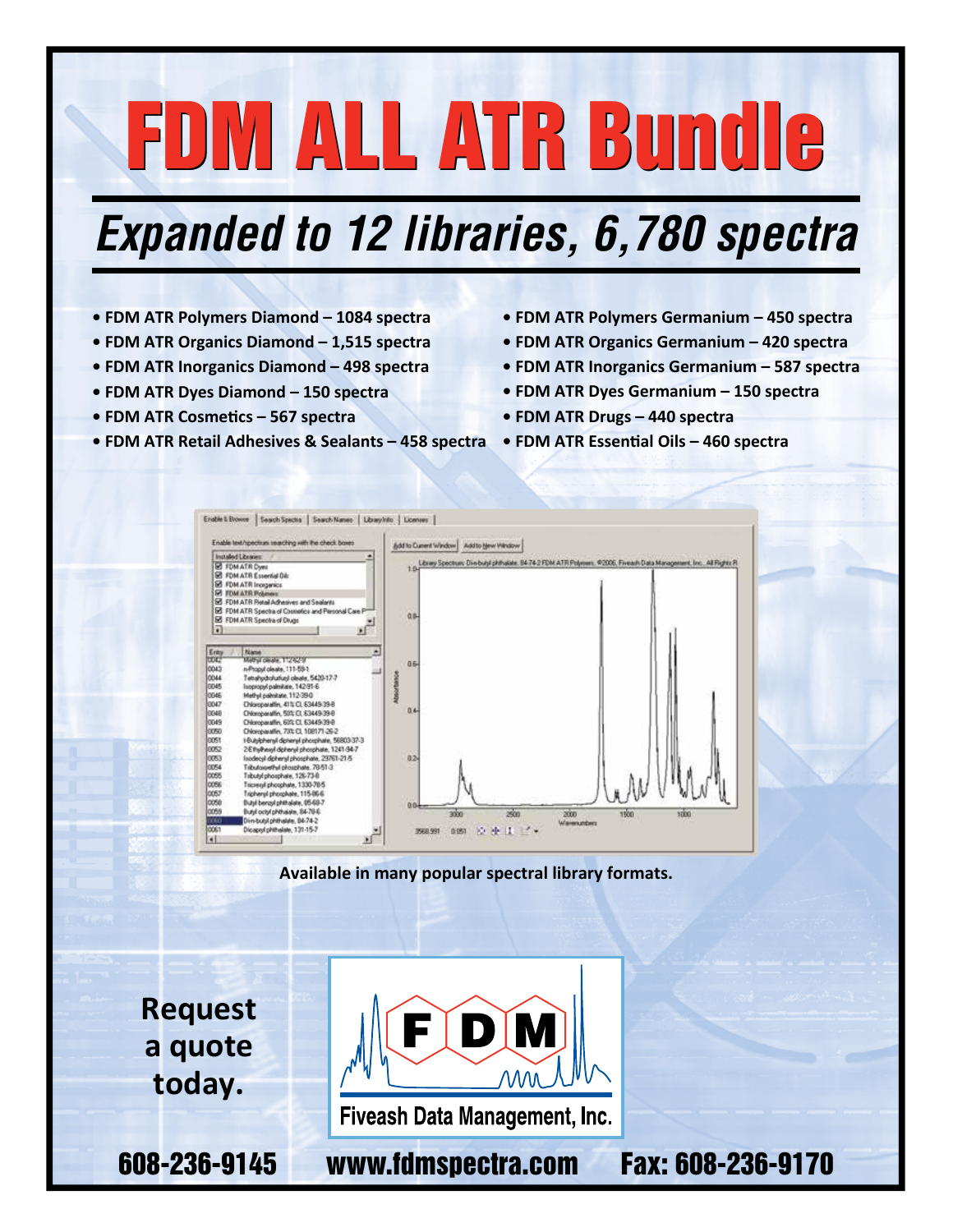# FDM ALL ATR Bundle

## *Expanded to 12 libraries, 6,780 spectra*

- **FDM ATR Polymers Diamond – 1084 spectra**
- **FDM ATR Organics Diamond – 1,515 spectra**
- **FDM ATR Inorganics Diamond – 498 spectra**
- **FDM ATR Dyes Diamond – 150 spectra**
- **FDM ATR Cosmetics – 567 spectra**
- **FDM ATR Retail Adhesives & Sealants – 458 spectra**
- **FDM ATR Polymers Germanium – 450 spectra**
- **FDM ATR Organics Germanium – 420 spectra**
- **FDM ATR Inorganics Germanium – 587 spectra**
- **FDM ATR Dyes Germanium – 150 spectra**
- **FDM ATR Drugs – 440 spectra**
- **FDM ATR Essential Oils – 460 spectra**

**Available in many popular spectral library formats.**

**Request a quote today.**

Fiveash Data Management, Inc.

**608-236-9145** **www.fdmspectra.com** **Fax: 608-236-9170**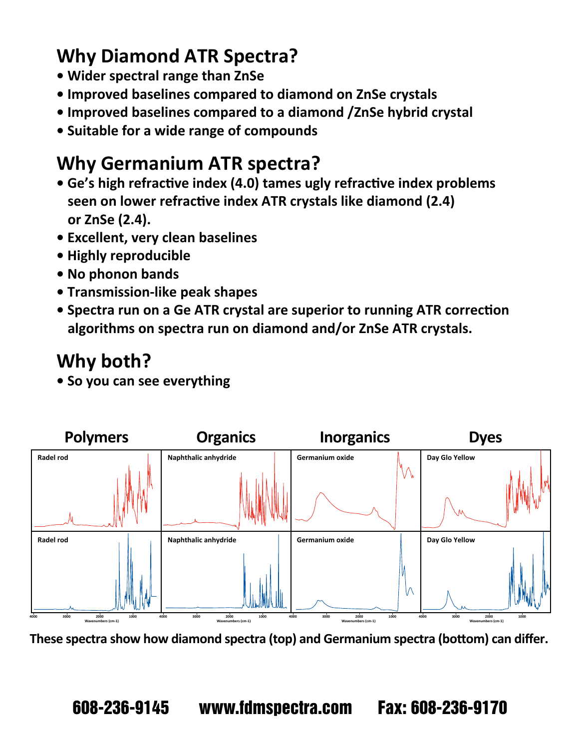# Why Diamond ATR Spectra?

- Wider spectral range than ZnSe
- Improved baselines compared to diamond on ZnSe crystals
- Improved baselines compared to a diamond /ZnSe hybrid crystal
- Suitable for a wide range of compounds

# Why Germanium ATR spectra?

- Ge's high refractive index (4.0) tames ugly refractive index problems seen on lower refractive index ATR crystals like diamond (2.4) or ZnSe (2.4).
- Excellent, very clean baselines
- Highly reproducible
- No phonon bands
- Transmission-like peak shapes
- Spectra run on a Ge ATR crystal are superior to running ATR correction algorithms on spectra run on diamond and/or ZnSe ATR crystals.

# Why both?

- So you can see everything

Polymers

Organics

Inorganics

Dyes

Radel rod

Naphthalic anhydride

Germanium oxide

Day Glo Yellow

Radel rod

Naphthalic anhydride

Germanium oxide

Day Glo Yellow

4000 3000 2000 1000

Wavenumbers (cm-1)

**These spectra show how diamond spectra (top) and Germanium spectra (bottom) can differ.**

608-236-9145 www.fdmspectra.com Fax: 608-236-9170